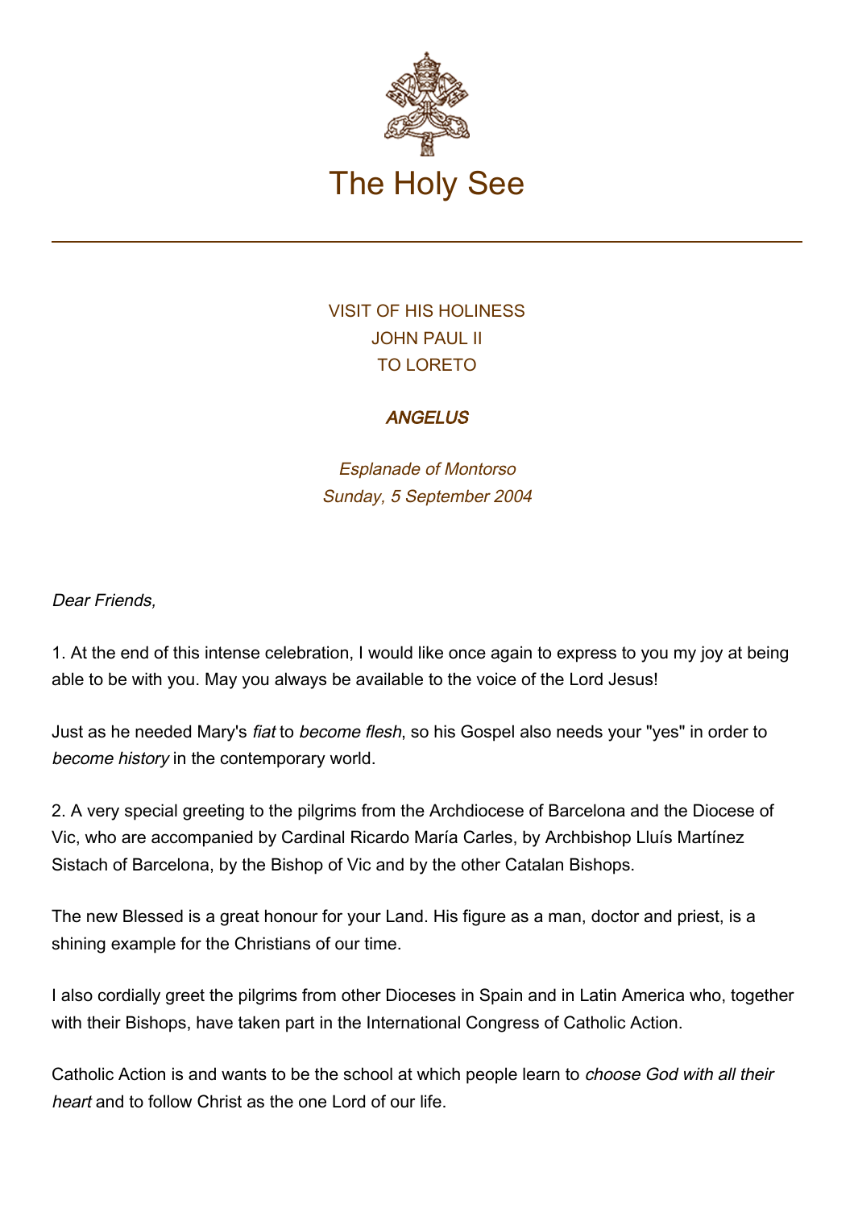# The Holy See

VISIT OF HIS HOLINESS
JOHN PAUL II
TO LORETO

## *ANGELUS*

*Esplanade of Montorso*
*Sunday, 5 September 2004*

*Dear Friends,*

1. At the end of this intense celebration, I would like once again to express to you my joy at being able to be with you. May you always be available to the voice of the Lord Jesus!

Just as he needed Mary's *fiat* to *become flesh*, so his Gospel also needs your "yes" in order to *become history* in the contemporary world.

2. A very special greeting to the pilgrims from the Archdiocese of Barcelona and the Diocese of Vic, who are accompanied by Cardinal Ricardo María Carles, by Archbishop Lluís Martínez Sistach of Barcelona, by the Bishop of Vic and by the other Catalan Bishops.

The new Blessed is a great honour for your Land. His figure as a man, doctor and priest, is a shining example for the Christians of our time.

I also cordially greet the pilgrims from other Dioceses in Spain and in Latin America who, together with their Bishops, have taken part in the International Congress of Catholic Action.

Catholic Action is and wants to be the school at which people learn to *choose God with all their heart* and to follow Christ as the one Lord of our life.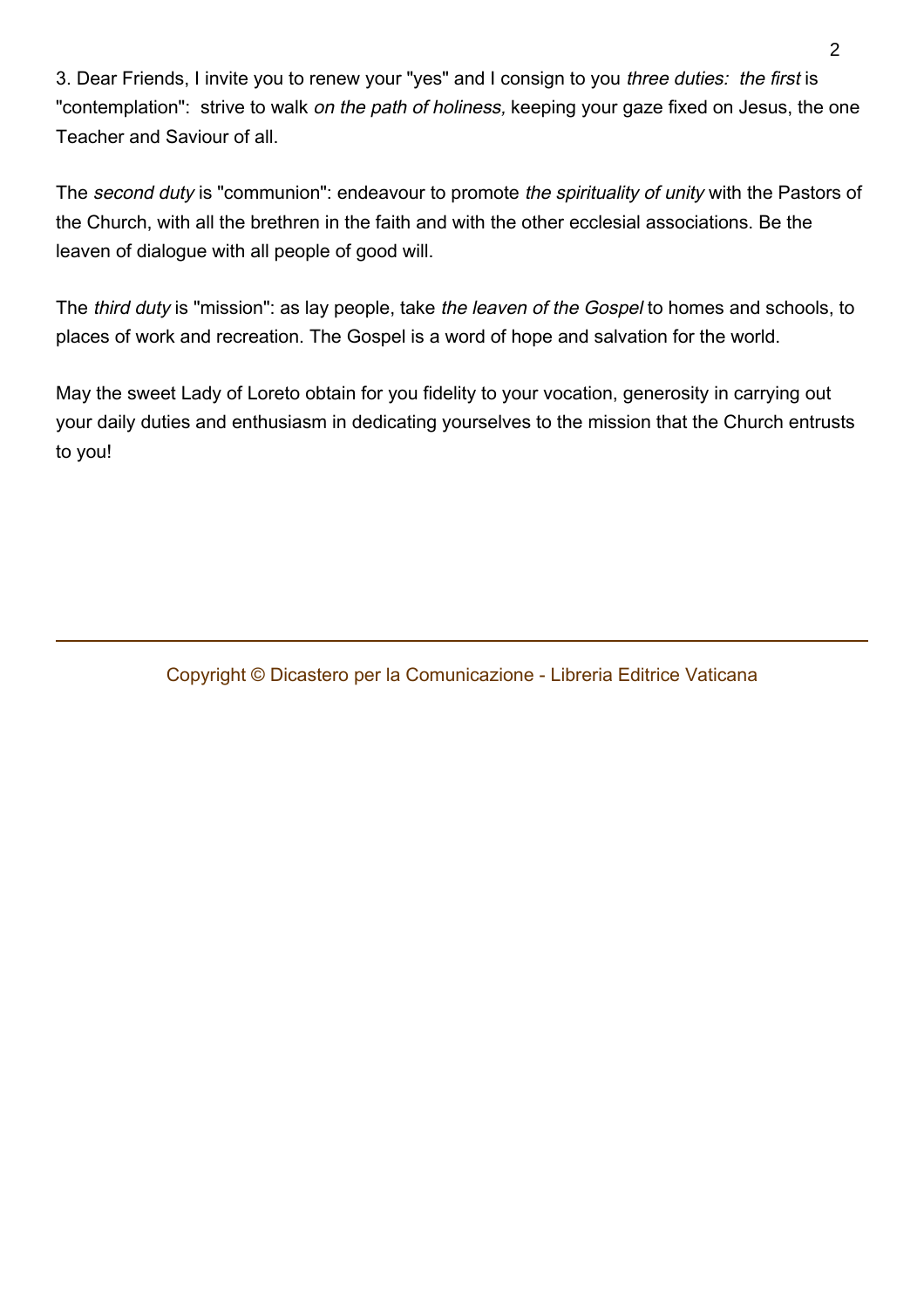3. Dear Friends, I invite you to renew your "yes" and I consign to you *three duties: the first* is "contemplation": strive to walk *on the path of holiness,* keeping your gaze fixed on Jesus, the one Teacher and Saviour of all.

The *second duty* is "communion": endeavour to promote *the spirituality of unity* with the Pastors of the Church, with all the brethren in the faith and with the other ecclesial associations. Be the leaven of dialogue with all people of good will.

The *third duty* is "mission": as lay people, take *the leaven of the Gospel* to homes and schools, to places of work and recreation. The Gospel is a word of hope and salvation for the world.

May the sweet Lady of Loreto obtain for you fidelity to your vocation, generosity in carrying out your daily duties and enthusiasm in dedicating yourselves to the mission that the Church entrusts to you!

---

Copyright © Dicastero per la Comunicazione - Libreria Editrice Vaticana